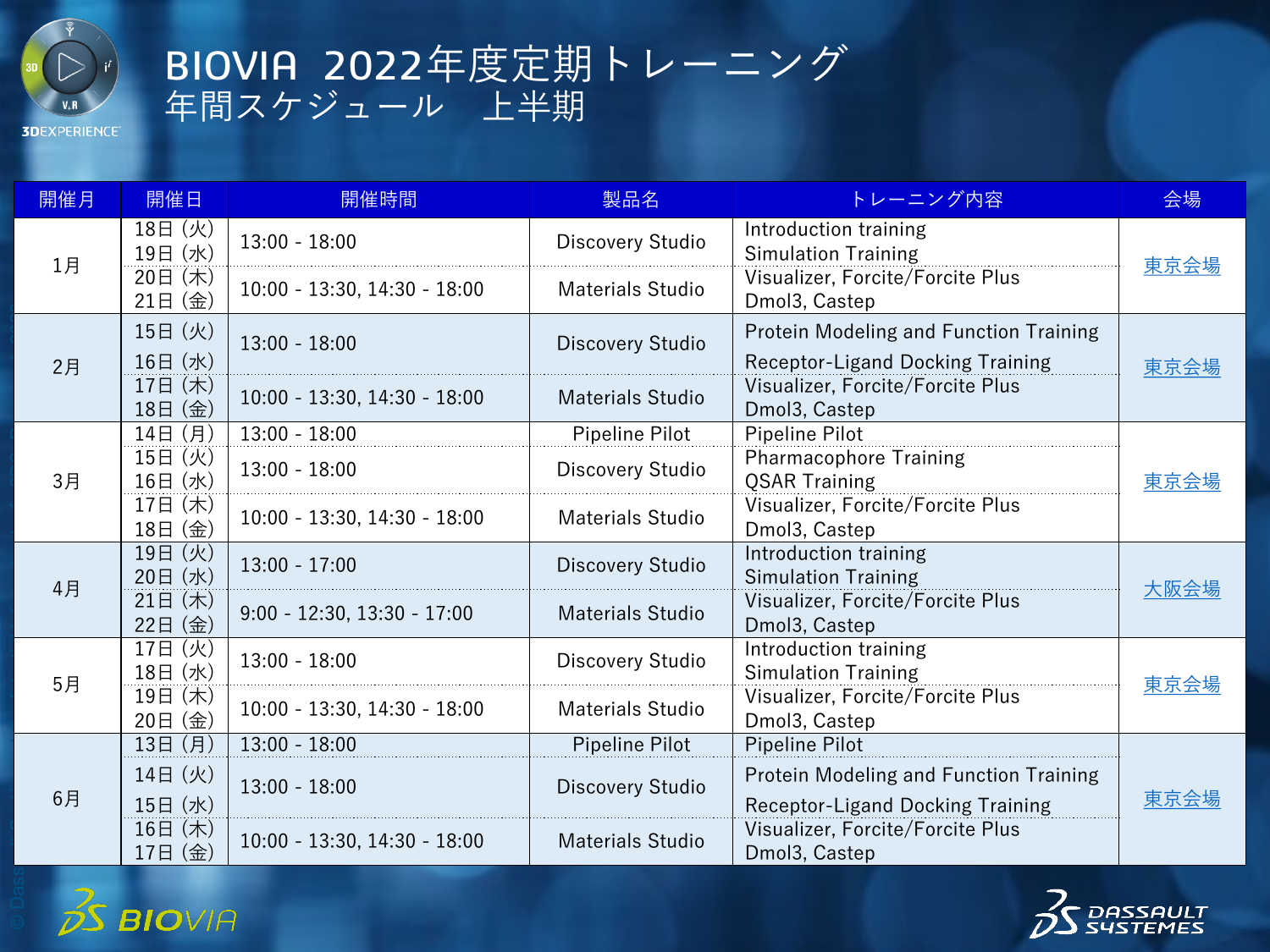# BIOVIA 2022年度定期トレーニング
## 年間スケジュール　上半期

| 開催月 | 開催日 | 開催時間 | 製品名 | トレーニング内容 | 会場 |
| --- | --- | --- | --- | --- | --- |
| 1月 | 18日 (火)<br>19日 (水) | 13:00 - 18:00 | Discovery Studio | Introduction training<br>Simulation Training | 東京会場 |
| | 20日 (木)<br>21日 (金) | 10:00 - 13:30, 14:30 - 18:00 | Materials Studio | Visualizer, Forcite/Forcite Plus<br>Dmol3, Castep | |
| 2月 | 15日 (火)<br>16日 (水) | 13:00 - 18:00 | Discovery Studio | Protein Modeling and Function Training<br>Receptor-Ligand Docking Training | 東京会場 |
| | 17日 (木)<br>18日 (金) | 10:00 - 13:30, 14:30 - 18:00 | Materials Studio | Visualizer, Forcite/Forcite Plus<br>Dmol3, Castep | |
| 3月 | 14日 (月) | 13:00 - 18:00 | Pipeline Pilot | Pipeline Pilot | 東京会場 |
| | 15日 (火)<br>16日 (水) | 13:00 - 18:00 | Discovery Studio | Pharmacophore Training<br>QSAR Training | |
| | 17日 (木)<br>18日 (金) | 10:00 - 13:30, 14:30 - 18:00 | Materials Studio | Visualizer, Forcite/Forcite Plus<br>Dmol3, Castep | |
| 4月 | 19日 (火)<br>20日 (水) | 13:00 - 17:00 | Discovery Studio | Introduction training<br>Simulation Training | 大阪会場 |
| | 21日 (木)<br>22日 (金) | 9:00 - 12:30, 13:30 - 17:00 | Materials Studio | Visualizer, Forcite/Forcite Plus<br>Dmol3, Castep | |
| 5月 | 17日 (火)<br>18日 (水) | 13:00 - 18:00 | Discovery Studio | Introduction training<br>Simulation Training | 東京会場 |
| | 19日 (木)<br>20日 (金) | 10:00 - 13:30, 14:30 - 18:00 | Materials Studio | Visualizer, Forcite/Forcite Plus<br>Dmol3, Castep | |
| 6月 | 13日 (月) | 13:00 - 18:00 | Pipeline Pilot | Pipeline Pilot | 東京会場 |
| | 14日 (火)<br>15日 (水) | 13:00 - 18:00 | Discovery Studio | Protein Modeling and Function Training<br>Receptor-Ligand Docking Training | |
| | 16日 (木)<br>17日 (金) | 10:00 - 13:30, 14:30 - 18:00 | Materials Studio | Visualizer, Forcite/Forcite Plus<br>Dmol3, Castep | |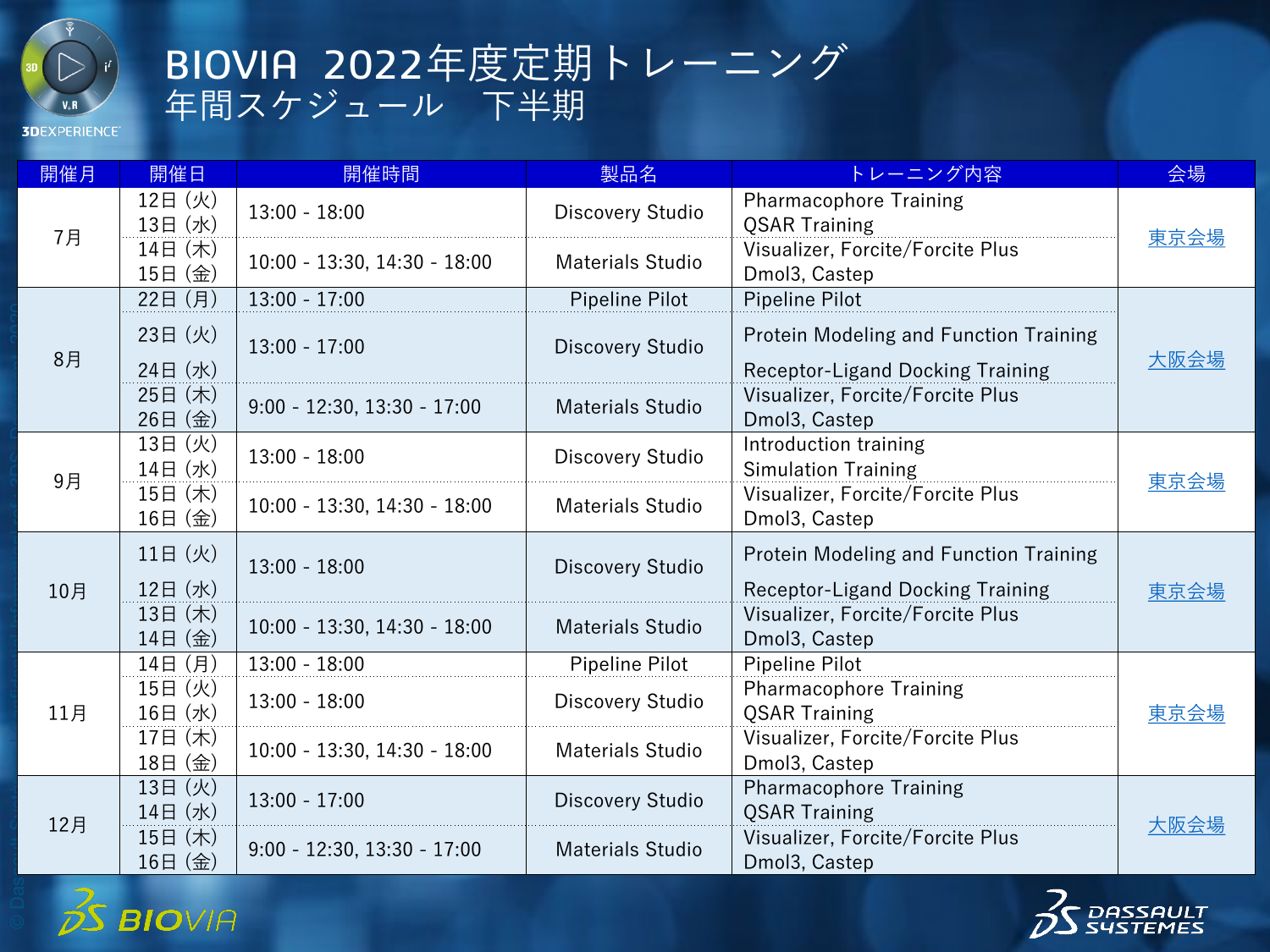# BIOVIA 2022年度定期トレーニング
## 年間スケジュール　下半期

| 開催月 | 開催日 | 開催時間 | 製品名 | トレーニング内容 | 会場 |
|---|---|---|---|---|---|
| 7月 | 12日 (火)<br>13日 (水) | 13:00 - 18:00 | Discovery Studio | Pharmacophore Training<br>QSAR Training | 東京会場 |
| | 14日 (木)<br>15日 (金) | 10:00 - 13:30, 14:30 - 18:00 | Materials Studio | Visualizer, Forcite/Forcite Plus<br>Dmol3, Castep | |
| 8月 | 22日 (月) | 13:00 - 17:00 | Pipeline Pilot | Pipeline Pilot | 大阪会場 |
| | 23日 (火)<br>24日 (水) | 13:00 - 17:00 | Discovery Studio | Protein Modeling and Function Training<br>Receptor-Ligand Docking Training | |
| | 25日 (木)<br>26日 (金) | 9:00 - 12:30, 13:30 - 17:00 | Materials Studio | Visualizer, Forcite/Forcite Plus<br>Dmol3, Castep | |
| 9月 | 13日 (火)<br>14日 (水) | 13:00 - 18:00 | Discovery Studio | Introduction training<br>Simulation Training | 東京会場 |
| | 15日 (木)<br>16日 (金) | 10:00 - 13:30, 14:30 - 18:00 | Materials Studio | Visualizer, Forcite/Forcite Plus<br>Dmol3, Castep | |
| 10月 | 11日 (火)<br>12日 (水) | 13:00 - 18:00 | Discovery Studio | Protein Modeling and Function Training<br>Receptor-Ligand Docking Training | 東京会場 |
| | 13日 (木)<br>14日 (金) | 10:00 - 13:30, 14:30 - 18:00 | Materials Studio | Visualizer, Forcite/Forcite Plus<br>Dmol3, Castep | |
| 11月 | 14日 (月) | 13:00 - 18:00 | Pipeline Pilot | Pipeline Pilot | 東京会場 |
| | 15日 (火)<br>16日 (水) | 13:00 - 18:00 | Discovery Studio | Pharmacophore Training<br>QSAR Training | |
| | 17日 (木)<br>18日 (金) | 10:00 - 13:30, 14:30 - 18:00 | Materials Studio | Visualizer, Forcite/Forcite Plus<br>Dmol3, Castep | |
| 12月 | 13日 (火)<br>14日 (水) | 13:00 - 17:00 | Discovery Studio | Pharmacophore Training<br>QSAR Training | 大阪会場 |
| | 15日 (木)<br>16日 (金) | 9:00 - 12:30, 13:30 - 17:00 | Materials Studio | Visualizer, Forcite/Forcite Plus<br>Dmol3, Castep | |